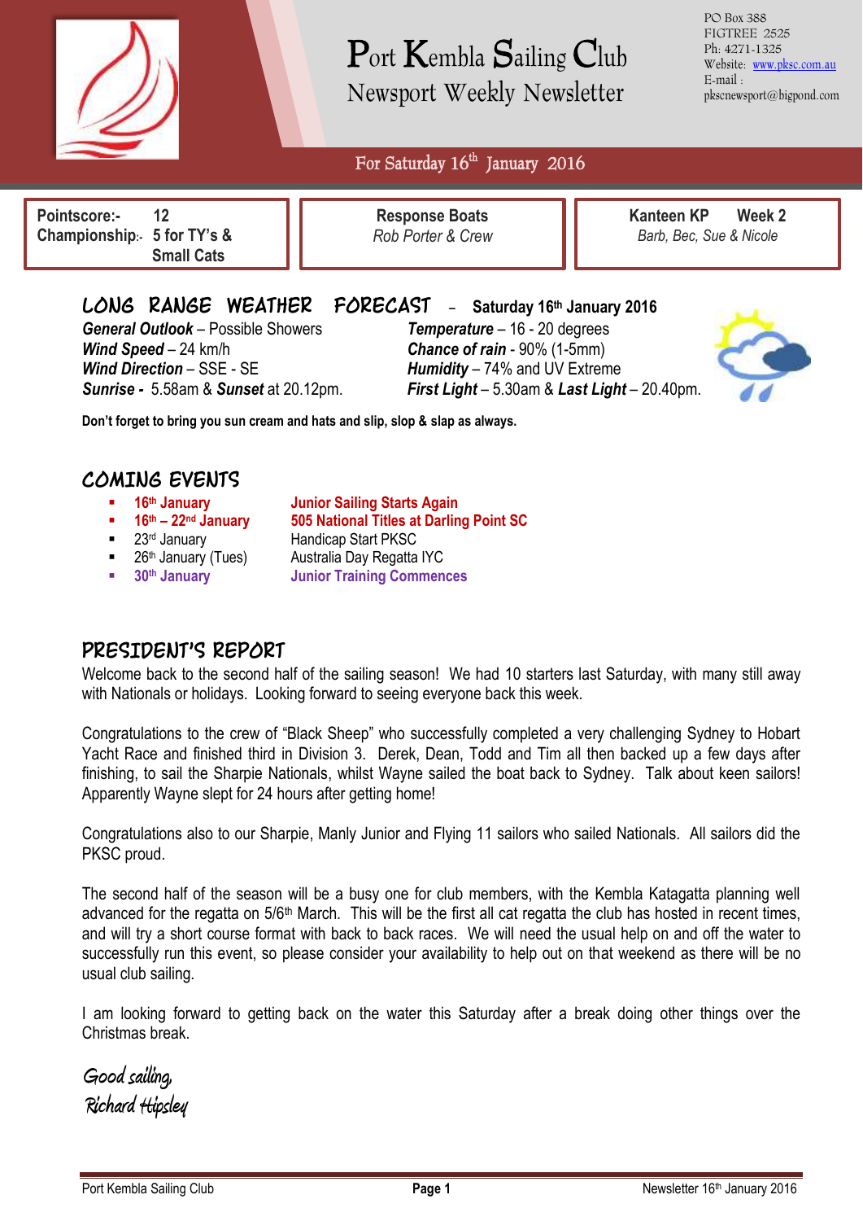# Port Kembla Sailing Club

## Newsport Weekly Newsletter

PO Box 388
FIGTREE 2525
Ph: 4271-1325
Website: www.pksc.com.au
E-mail : pkscnewsport@bigpond.com

### For Saturday 16th January 2016

| Pointscore:- 12<br>Championship:- 5 for TY's & Small Cats | Response Boats<br>*Rob Porter & Crew* | Kanteen KP Week 2<br>*Barb, Bec, Sue & Nicole* |
|---|---|---|

## LONG RANGE WEATHER FORECAST – Saturday 16th January 2016

***General Outlook*** – Possible Showers
***Wind Speed*** – 24 km/h
***Wind Direction*** – SSE - SE
***Sunrise -*** 5.58am & ***Sunset*** at 20.12pm.

***Temperature*** – 16 - 20 degrees
***Chance of rain*** - 90% (1-5mm)
***Humidity*** – 74% and UV Extreme
***First Light*** – 5.30am & ***Last Light*** – 20.40pm.

**Don't forget to bring you sun cream and hats and slip, slop & slap as always.**

## COMING EVENTS

- **16th January** — **Junior Sailing Starts Again**
- **16th – 22nd January** — **505 National Titles at Darling Point SC**
- 23rd January — Handicap Start PKSC
- 26th January (Tues) — Australia Day Regatta IYC
- **30th January** — **Junior Training Commences**

## PRESIDENT'S REPORT

Welcome back to the second half of the sailing season! We had 10 starters last Saturday, with many still away with Nationals or holidays. Looking forward to seeing everyone back this week.

Congratulations to the crew of "Black Sheep" who successfully completed a very challenging Sydney to Hobart Yacht Race and finished third in Division 3. Derek, Dean, Todd and Tim all then backed up a few days after finishing, to sail the Sharpie Nationals, whilst Wayne sailed the boat back to Sydney. Talk about keen sailors! Apparently Wayne slept for 24 hours after getting home!

Congratulations also to our Sharpie, Manly Junior and Flying 11 sailors who sailed Nationals. All sailors did the PKSC proud.

The second half of the season will be a busy one for club members, with the Kembla Katagatta planning well advanced for the regatta on 5/6th March. This will be the first all cat regatta the club has hosted in recent times, and will try a short course format with back to back races. We will need the usual help on and off the water to successfully run this event, so please consider your availability to help out on that weekend as there will be no usual club sailing.

I am looking forward to getting back on the water this Saturday after a break doing other things over the Christmas break.

*Good sailing,*
*Richard Hipsley*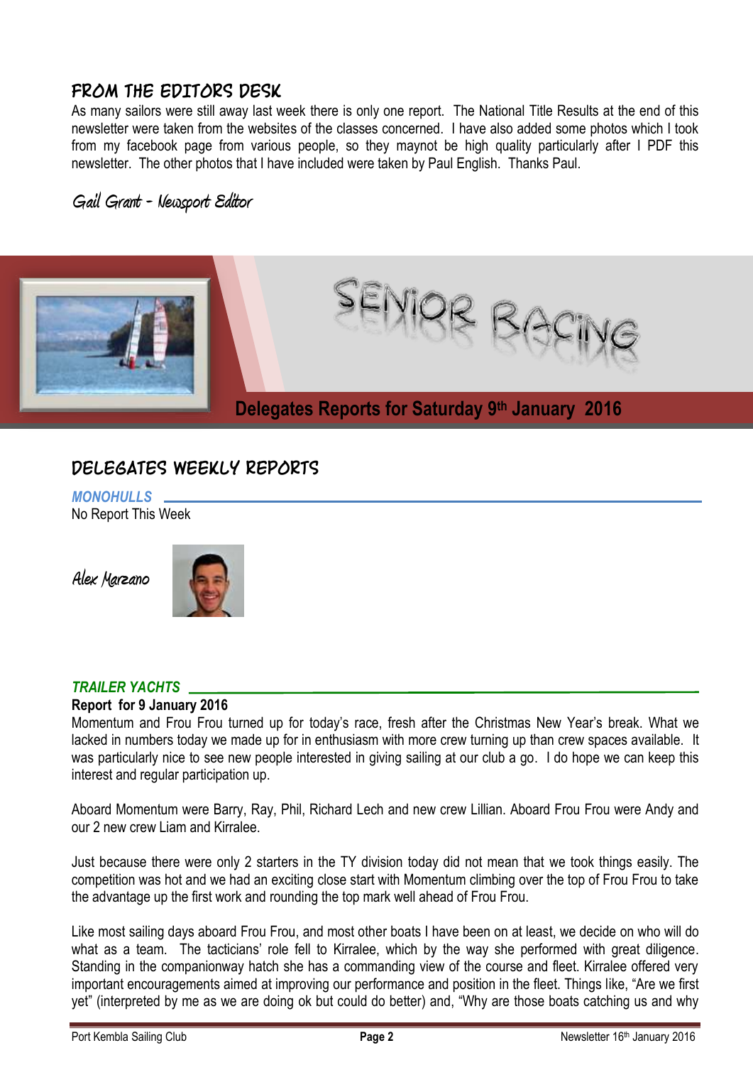## FROM THE EDITORS DESK

As many sailors were still away last week there is only one report. The National Title Results at the end of this newsletter were taken from the websites of the classes concerned. I have also added some photos which I took from my facebook page from various people, so they maynot be high quality particularly after I PDF this newsletter. The other photos that I have included were taken by Paul English. Thanks Paul.

*Gail Grant - Newsport Editor*

# SENIOR RACING

**Delegates Reports for Saturday 9th January 2016**

## DELEGATES WEEKLY REPORTS

### *MONOHULLS*

No Report This Week

*Alex Marzano*

### *TRAILER YACHTS*

**Report for 9 January 2016**

Momentum and Frou Frou turned up for today's race, fresh after the Christmas New Year's break. What we lacked in numbers today we made up for in enthusiasm with more crew turning up than crew spaces available. It was particularly nice to see new people interested in giving sailing at our club a go. I do hope we can keep this interest and regular participation up.

Aboard Momentum were Barry, Ray, Phil, Richard Lech and new crew Lillian. Aboard Frou Frou were Andy and our 2 new crew Liam and Kirralee.

Just because there were only 2 starters in the TY division today did not mean that we took things easily. The competition was hot and we had an exciting close start with Momentum climbing over the top of Frou Frou to take the advantage up the first work and rounding the top mark well ahead of Frou Frou.

Like most sailing days aboard Frou Frou, and most other boats I have been on at least, we decide on who will do what as a team. The tacticians' role fell to Kirralee, which by the way she performed with great diligence. Standing in the companionway hatch she has a commanding view of the course and fleet. Kirralee offered very important encouragements aimed at improving our performance and position in the fleet. Things like, "Are we first yet" (interpreted by me as we are doing ok but could do better) and, "Why are those boats catching us and why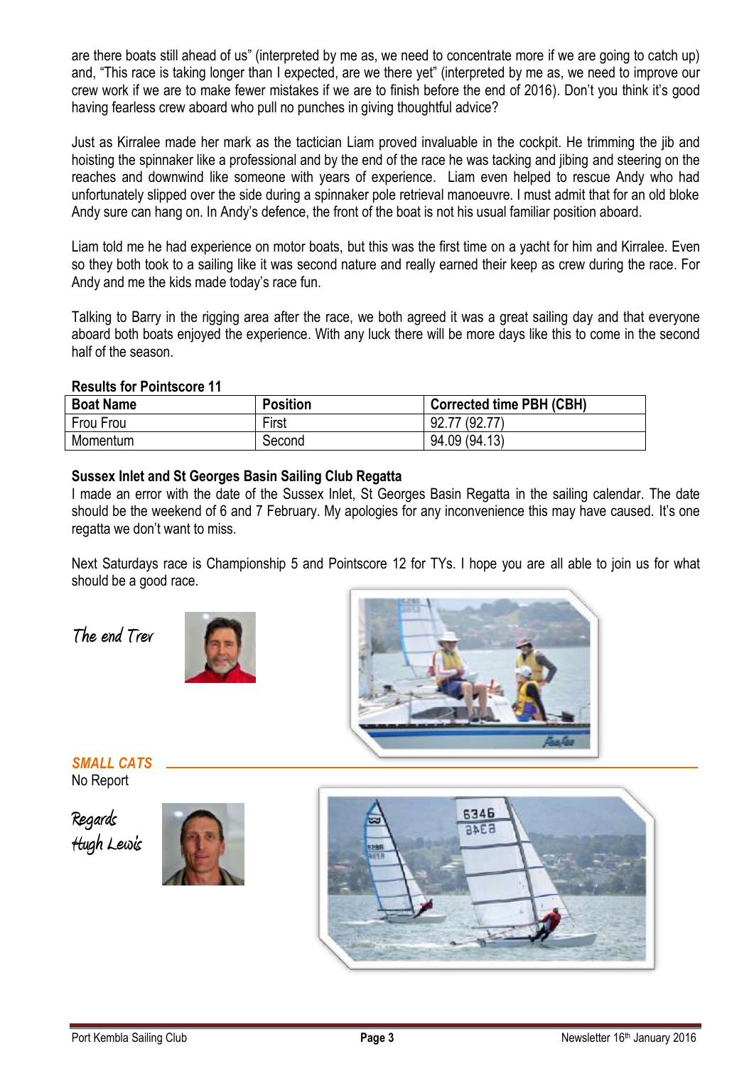are there boats still ahead of us" (interpreted by me as, we need to concentrate more if we are going to catch up) and, "This race is taking longer than I expected, are we there yet" (interpreted by me as, we need to improve our crew work if we are to make fewer mistakes if we are to finish before the end of 2016). Don't you think it's good having fearless crew aboard who pull no punches in giving thoughtful advice?

Just as Kirralee made her mark as the tactician Liam proved invaluable in the cockpit. He trimming the jib and hoisting the spinnaker like a professional and by the end of the race he was tacking and jibing and steering on the reaches and downwind like someone with years of experience. Liam even helped to rescue Andy who had unfortunately slipped over the side during a spinnaker pole retrieval manoeuvre. I must admit that for an old bloke Andy sure can hang on. In Andy's defence, the front of the boat is not his usual familiar position aboard.

Liam told me he had experience on motor boats, but this was the first time on a yacht for him and Kirralee. Even so they both took to a sailing like it was second nature and really earned their keep as crew during the race. For Andy and me the kids made today's race fun.

Talking to Barry in the rigging area after the race, we both agreed it was a great sailing day and that everyone aboard both boats enjoyed the experience. With any luck there will be more days like this to come in the second half of the season.

**Results for Pointscore 11**

| Boat Name | Position | Corrected time PBH (CBH) |
|---|---|---|
| Frou Frou | First | 92.77 (92.77) |
| Momentum | Second | 94.09 (94.13) |

**Sussex Inlet and St Georges Basin Sailing Club Regatta**

I made an error with the date of the Sussex Inlet, St Georges Basin Regatta in the sailing calendar. The date should be the weekend of 6 and 7 February. My apologies for any inconvenience this may have caused. It's one regatta we don't want to miss.

Next Saturdays race is Championship 5 and Pointscore 12 for TYs. I hope you are all able to join us for what should be a good race.

*The end Trev*

## *SMALL CATS*

No Report

*Regards*
*Hugh Lewis*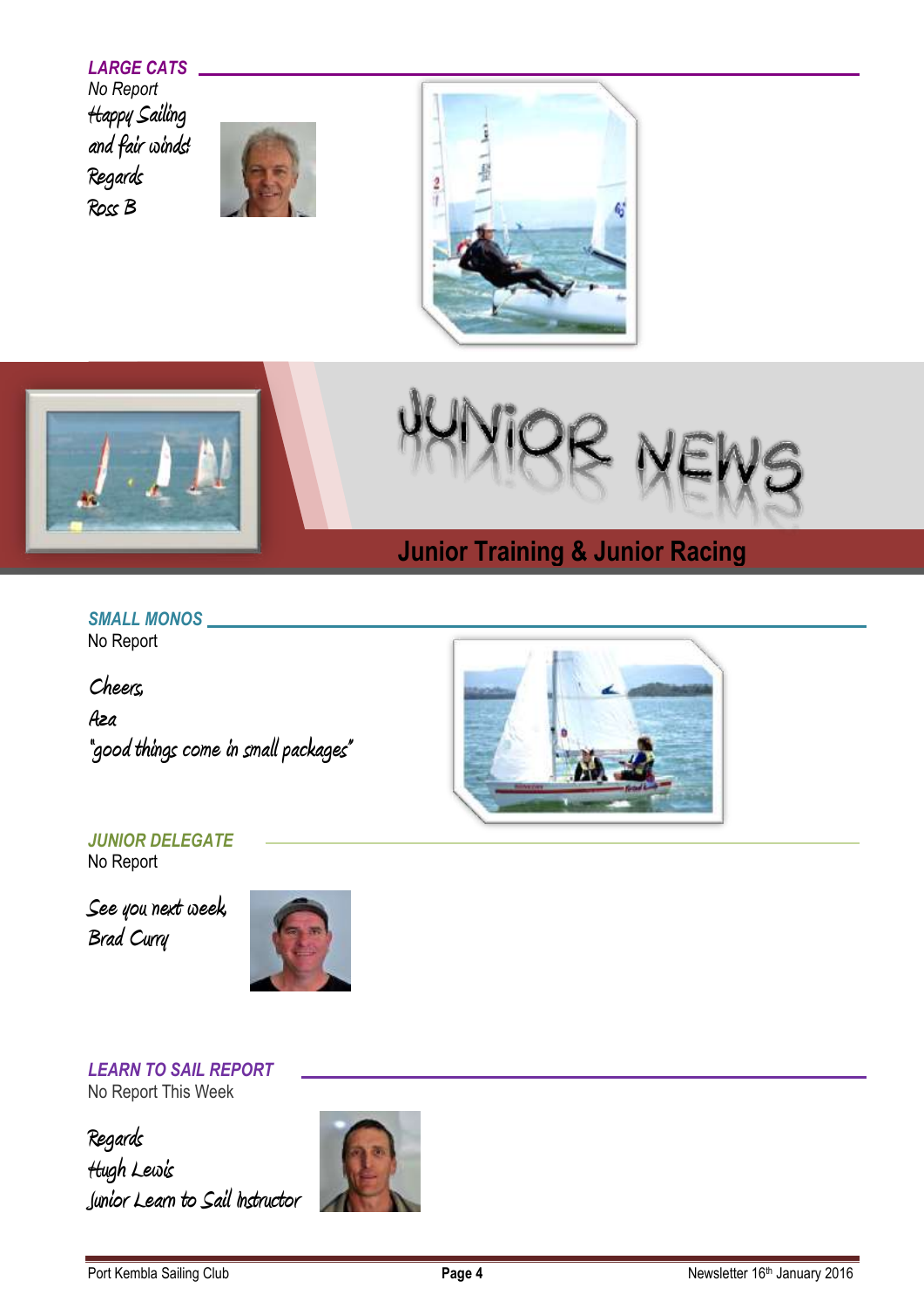## *LARGE CATS*

*No Report*

Happy Sailing
and fair winds!
Regards
Ross B

# JUNIOR NEWS

## Junior Training & Junior Racing

## *SMALL MONOS*

No Report

Cheers,
Aza
"good things come in small packages"

## *JUNIOR DELEGATE*

No Report

See you next week,
Brad Curry

## *LEARN TO SAIL REPORT*

No Report This Week

Regards
Hugh Lewis
Junior Learn to Sail Instructor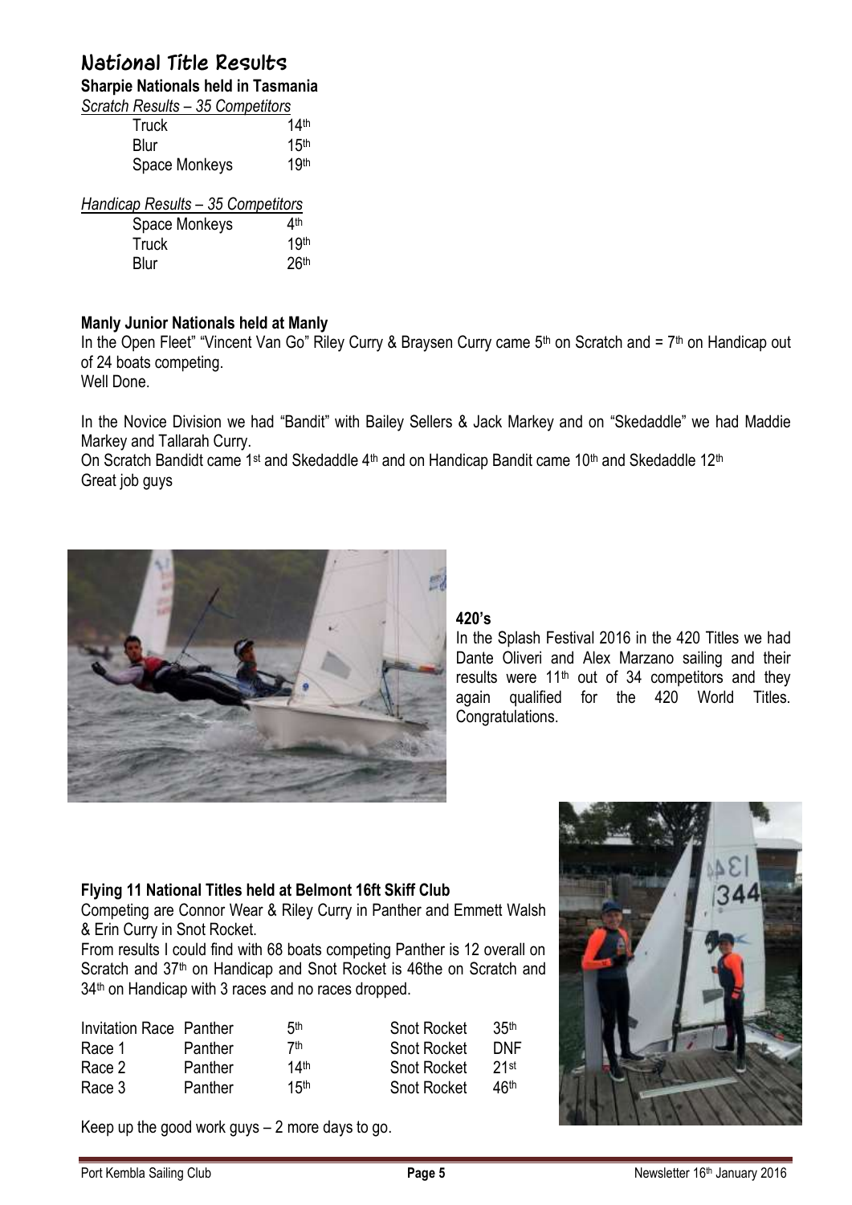# National Title Results

**Sharpie Nationals held in Tasmania**

*Scratch Results – 35 Competitors*

| | |
|---|---|
| Truck | 14th |
| Blur | 15th |
| Space Monkeys | 19th |

*Handicap Results – 35 Competitors*

| | |
|---|---|
| Space Monkeys | 4th |
| Truck | 19th |
| Blur | 26th |

**Manly Junior Nationals held at Manly**

In the Open Fleet" "Vincent Van Go" Riley Curry & Braysen Curry came 5th on Scratch and = 7th on Handicap out of 24 boats competing.
Well Done.

In the Novice Division we had "Bandit" with Bailey Sellers & Jack Markey and on "Skedaddle" we had Maddie Markey and Tallarah Curry.
On Scratch Bandidt came 1st and Skedaddle 4th and on Handicap Bandit came 10th and Skedaddle 12th
Great job guys

**420's**

In the Splash Festival 2016 in the 420 Titles we had Dante Oliveri and Alex Marzano sailing and their results were 11th out of 34 competitors and they again qualified for the 420 World Titles. Congratulations.

**Flying 11 National Titles held at Belmont 16ft Skiff Club**

Competing are Connor Wear & Riley Curry in Panther and Emmett Walsh & Erin Curry in Snot Rocket.
From results I could find with 68 boats competing Panther is 12 overall on Scratch and 37th on Handicap and Snot Rocket is 46the on Scratch and 34th on Handicap with 3 races and no races dropped.

| | | | | |
|---|---|---|---|---|
| Invitation Race | Panther | 5th | Snot Rocket | 35th |
| Race 1 | Panther | 7th | Snot Rocket | DNF |
| Race 2 | Panther | 14th | Snot Rocket | 21st |
| Race 3 | Panther | 15th | Snot Rocket | 46th |

Keep up the good work guys – 2 more days to go.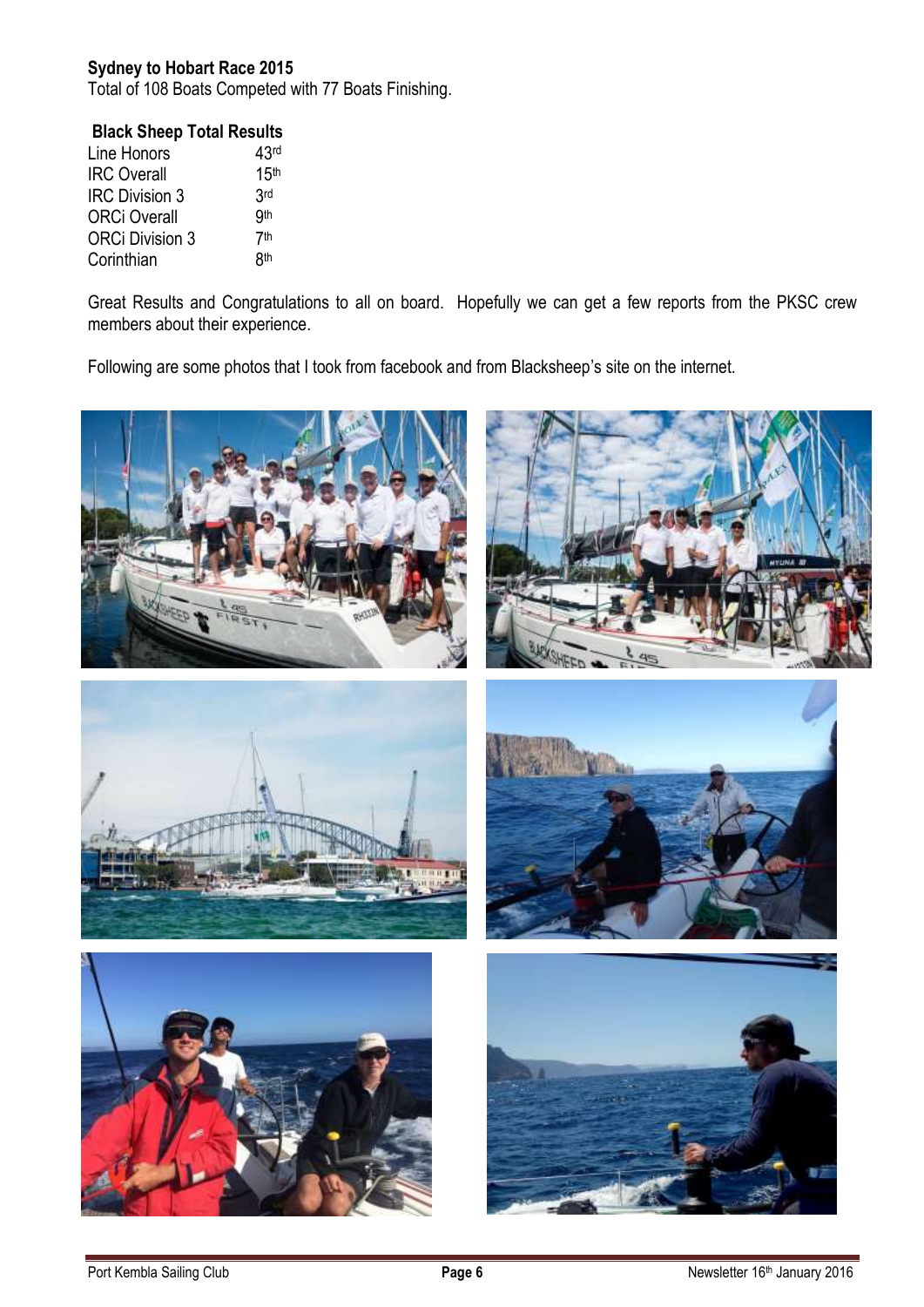**Sydney to Hobart Race 2015**

Total of 108 Boats Competed with 77 Boats Finishing.

**Black Sheep Total Results**

| | |
|---|---|
| Line Honors | 43rd |
| IRC Overall | 15th |
| IRC Division 3 | 3rd |
| ORCi Overall | 9th |
| ORCi Division 3 | 7th |
| Corinthian | 8th |

Great Results and Congratulations to all on board. Hopefully we can get a few reports from the PKSC crew members about their experience.

Following are some photos that I took from facebook and from Blacksheep's site on the internet.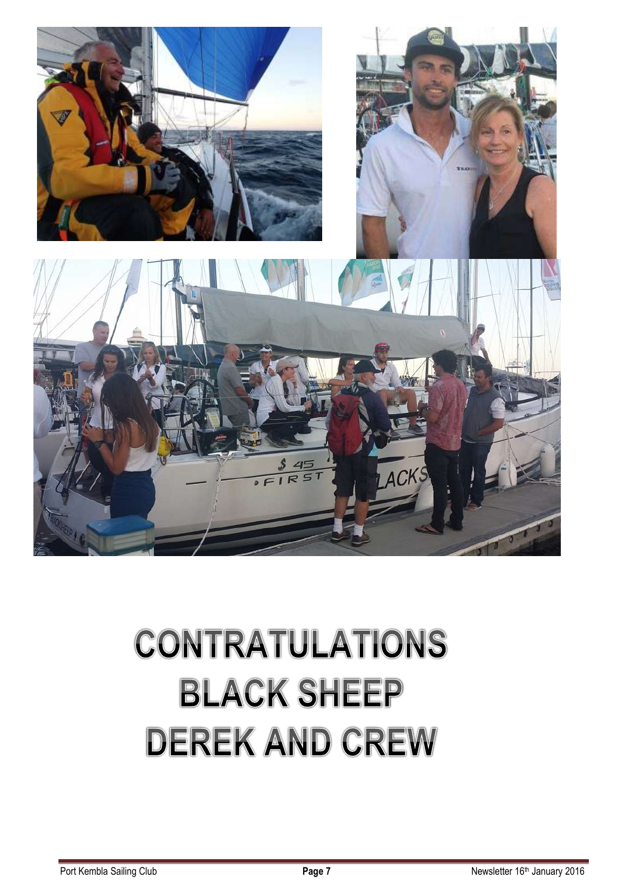# CONTRATULATIONS
# BLACK SHEEP
# DEREK AND CREW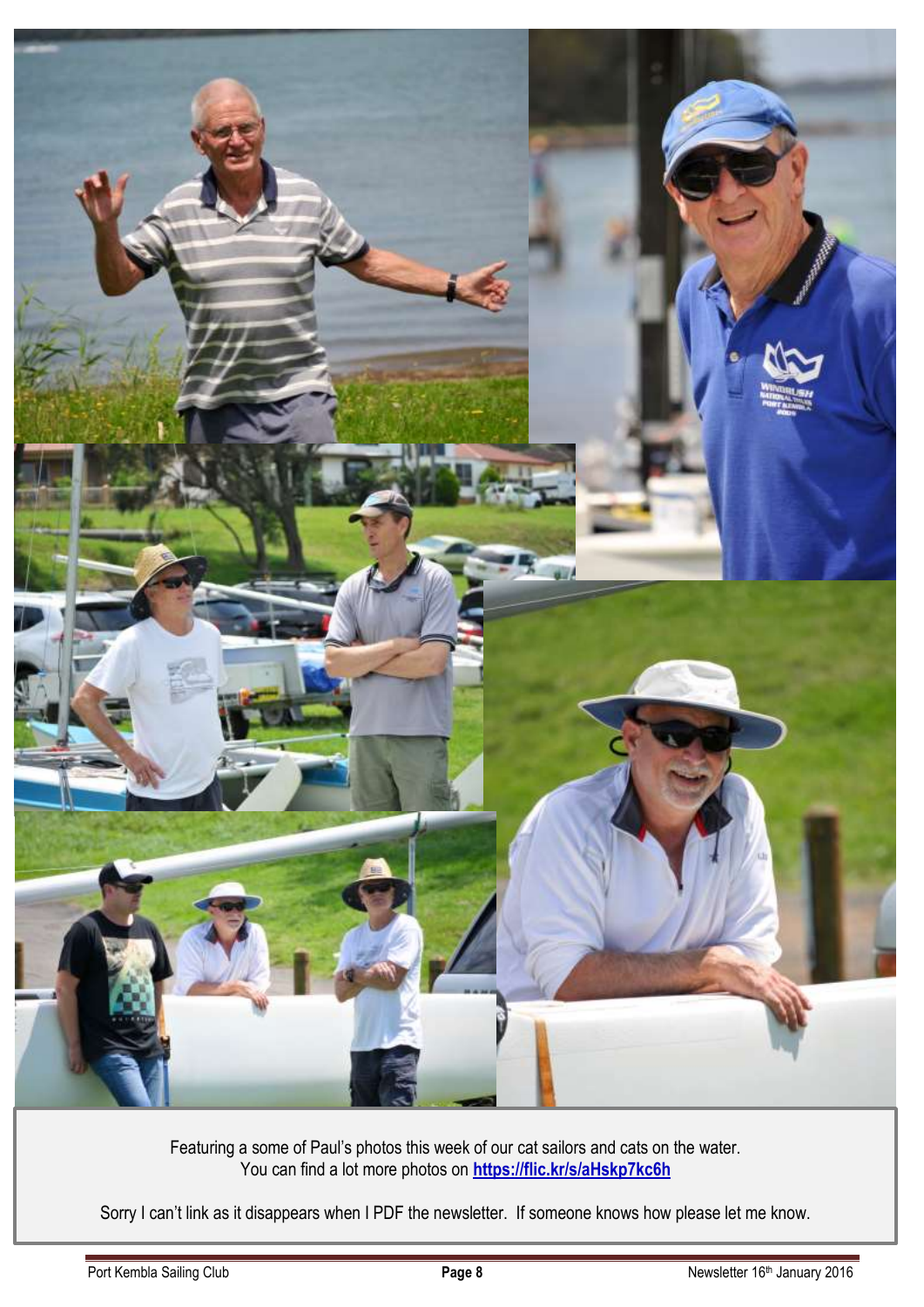Featuring a some of Paul's photos this week of our cat sailors and cats on the water.
You can find a lot more photos on **https://flic.kr/s/aHskp7kc6h**

Sorry I can't link as it disappears when I PDF the newsletter. If someone knows how please let me know.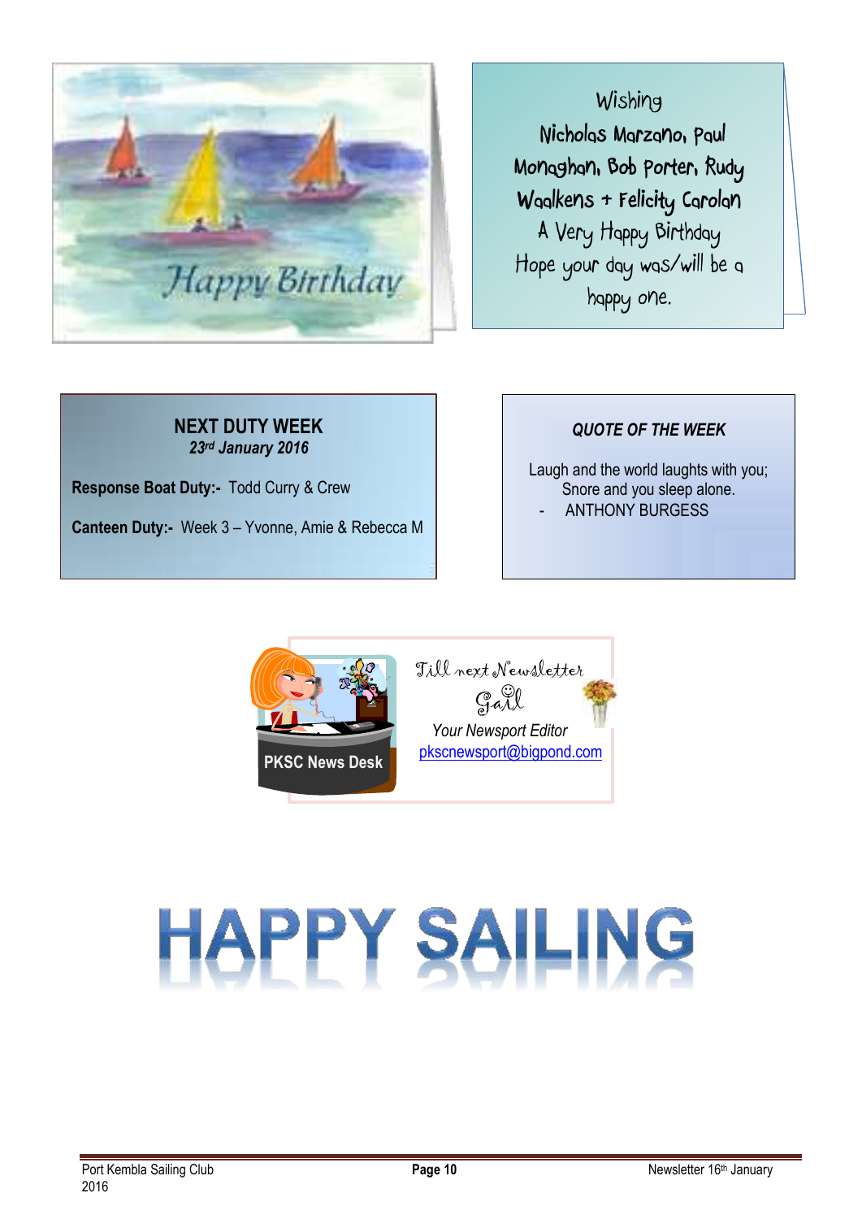Happy Birthday

Wishing
Nicholas Marzano, Paul Monaghan, Bob Porter, Rudy Waalkens + Felicity Carolan
A Very Happy Birthday
Hope your day was/will be a happy one.

## NEXT DUTY WEEK

***23rd January 2016***

**Response Boat Duty:-** Todd Curry & Crew

**Canteen Duty:-** Week 3 – Yvonne, Amie & Rebecca M

***QUOTE OF THE WEEK***

Laugh and the world laughts with you;
Snore and you sleep alone.
- ANTHONY BURGESS

PKSC News Desk

Till next Newsletter
Gail
*Your Newsport Editor*
pkscnewsport@bigpond.com

# HAPPY SAILING